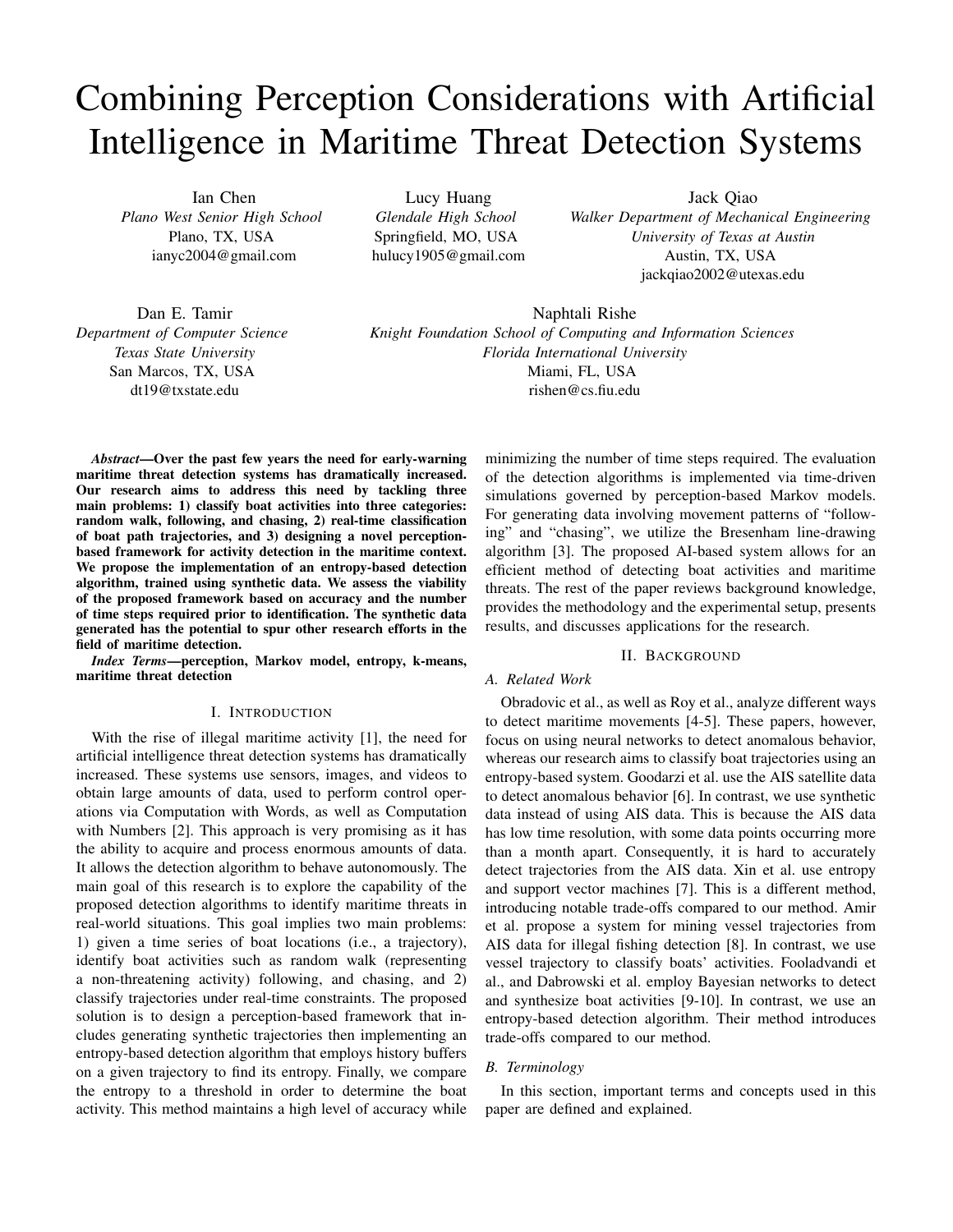# Combining Perception Considerations with Artificial Intelligence in Maritime Threat Detection Systems

Ian Chen
*Plano West Senior High School*
Plano, TX, USA
ianyc2004@gmail.com

Lucy Huang
*Glendale High School*
Springfield, MO, USA
hulucy1905@gmail.com

Jack Qiao
*Walker Department of Mechanical Engineering*
*University of Texas at Austin*
Austin, TX, USA
jackqiao2002@utexas.edu

Dan E. Tamir
*Department of Computer Science*
*Texas State University*
San Marcos, TX, USA
dt19@txstate.edu

Naphtali Rishe
*Knight Foundation School of Computing and Information Sciences*
*Florida International University*
Miami, FL, USA
rishen@cs.fiu.edu

***Abstract*—Over the past few years the need for early-warning maritime threat detection systems has dramatically increased. Our research aims to address this need by tackling three main problems: 1) classify boat activities into three categories: random walk, following, and chasing, 2) real-time classification of boat path trajectories, and 3) designing a novel perception-based framework for activity detection in the maritime context. We propose the implementation of an entropy-based detection algorithm, trained using synthetic data. We assess the viability of the proposed framework based on accuracy and the number of time steps required prior to identification. The synthetic data generated has the potential to spur other research efforts in the field of maritime detection.**

***Index Terms*—perception, Markov model, entropy, k-means, maritime threat detection**

## I. Introduction

With the rise of illegal maritime activity [1], the need for artificial intelligence threat detection systems has dramatically increased. These systems use sensors, images, and videos to obtain large amounts of data, used to perform control operations via Computation with Words, as well as Computation with Numbers [2]. This approach is very promising as it has the ability to acquire and process enormous amounts of data. It allows the detection algorithm to behave autonomously. The main goal of this research is to explore the capability of the proposed detection algorithms to identify maritime threats in real-world situations. This goal implies two main problems: 1) given a time series of boat locations (i.e., a trajectory), identify boat activities such as random walk (representing a non-threatening activity) following, and chasing, and 2) classify trajectories under real-time constraints. The proposed solution is to design a perception-based framework that includes generating synthetic trajectories then implementing an entropy-based detection algorithm that employs history buffers on a given trajectory to find its entropy. Finally, we compare the entropy to a threshold in order to determine the boat activity. This method maintains a high level of accuracy while minimizing the number of time steps required. The evaluation of the detection algorithms is implemented via time-driven simulations governed by perception-based Markov models. For generating data involving movement patterns of "following" and "chasing", we utilize the Bresenham line-drawing algorithm [3]. The proposed AI-based system allows for an efficient method of detecting boat activities and maritime threats. The rest of the paper reviews background knowledge, provides the methodology and the experimental setup, presents results, and discusses applications for the research.

## II. Background

### A. Related Work

Obradovic et al., as well as Roy et al., analyze different ways to detect maritime movements [4-5]. These papers, however, focus on using neural networks to detect anomalous behavior, whereas our research aims to classify boat trajectories using an entropy-based system. Goodarzi et al. use the AIS satellite data to detect anomalous behavior [6]. In contrast, we use synthetic data instead of using AIS data. This is because the AIS data has low time resolution, with some data points occurring more than a month apart. Consequently, it is hard to accurately detect trajectories from the AIS data. Xin et al. use entropy and support vector machines [7]. This is a different method, introducing notable trade-offs compared to our method. Amir et al. propose a system for mining vessel trajectories from AIS data for illegal fishing detection [8]. In contrast, we use vessel trajectory to classify boats' activities. Fooladvandi et al., and Dabrowski et al. employ Bayesian networks to detect and synthesize boat activities [9-10]. In contrast, we use an entropy-based detection algorithm. Their method introduces trade-offs compared to our method.

### B. Terminology

In this section, important terms and concepts used in this paper are defined and explained.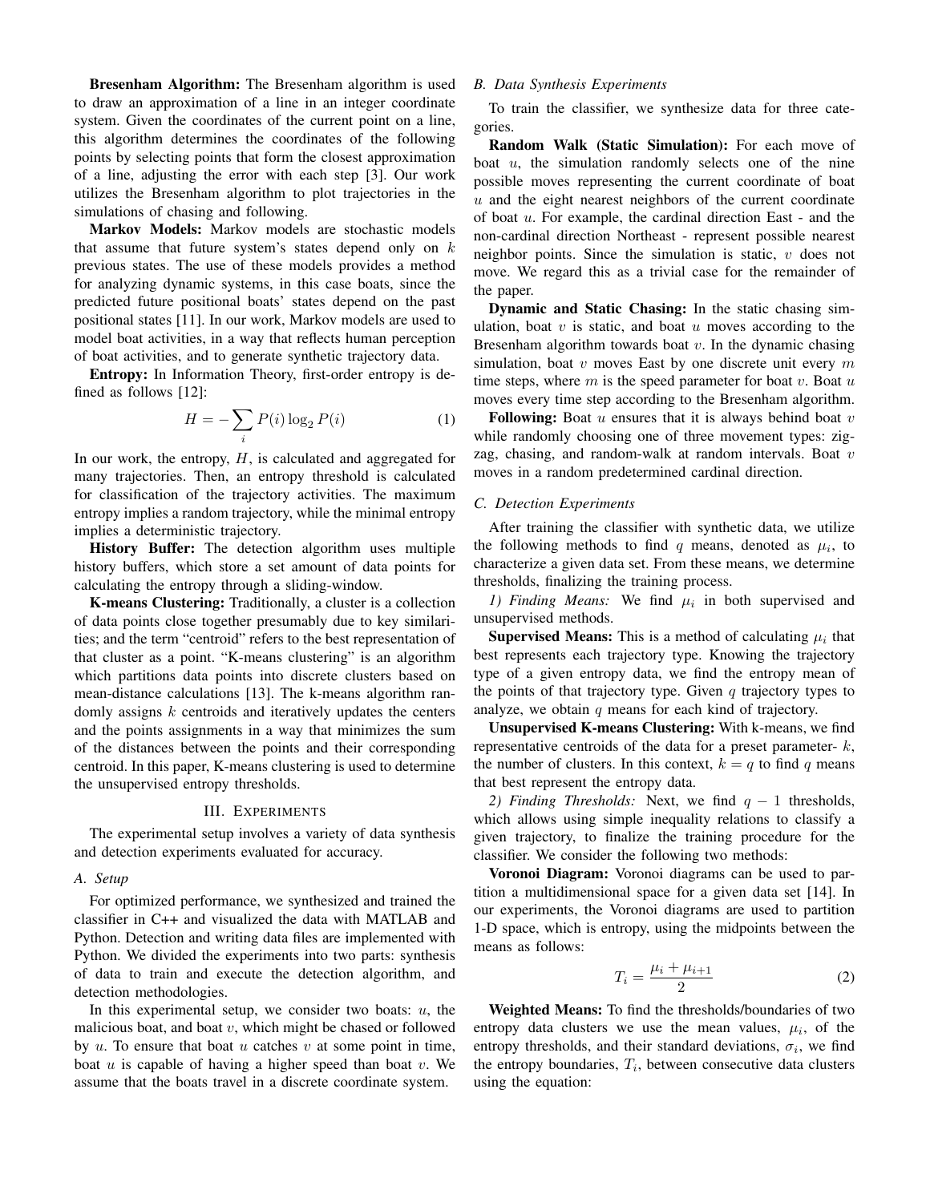**Bresenham Algorithm:** The Bresenham algorithm is used to draw an approximation of a line in an integer coordinate system. Given the coordinates of the current point on a line, this algorithm determines the coordinates of the following points by selecting points that form the closest approximation of a line, adjusting the error with each step [3]. Our work utilizes the Bresenham algorithm to plot trajectories in the simulations of chasing and following.

**Markov Models:** Markov models are stochastic models that assume that future system's states depend only on $k$ previous states. The use of these models provides a method for analyzing dynamic systems, in this case boats, since the predicted future positional boats' states depend on the past positional states [11]. In our work, Markov models are used to model boat activities, in a way that reflects human perception of boat activities, and to generate synthetic trajectory data.

**Entropy:** In Information Theory, first-order entropy is defined as follows [12]:

$$H = -\sum_{i} P(i) \log_2 P(i) \tag{1}$$

In our work, the entropy, $H$, is calculated and aggregated for many trajectories. Then, an entropy threshold is calculated for classification of the trajectory activities. The maximum entropy implies a random trajectory, while the minimal entropy implies a deterministic trajectory.

**History Buffer:** The detection algorithm uses multiple history buffers, which store a set amount of data points for calculating the entropy through a sliding-window.

**K-means Clustering:** Traditionally, a cluster is a collection of data points close together presumably due to key similarities; and the term "centroid" refers to the best representation of that cluster as a point. "K-means clustering" is an algorithm which partitions data points into discrete clusters based on mean-distance calculations [13]. The k-means algorithm randomly assigns $k$ centroids and iteratively updates the centers and the points assignments in a way that minimizes the sum of the distances between the points and their corresponding centroid. In this paper, K-means clustering is used to determine the unsupervised entropy thresholds.

## III. Experiments

The experimental setup involves a variety of data synthesis and detection experiments evaluated for accuracy.

### A. Setup

For optimized performance, we synthesized and trained the classifier in C++ and visualized the data with MATLAB and Python. Detection and writing data files are implemented with Python. We divided the experiments into two parts: synthesis of data to train and execute the detection algorithm, and detection methodologies.

In this experimental setup, we consider two boats: $u$, the malicious boat, and boat $v$, which might be chased or followed by $u$. To ensure that boat $u$ catches $v$ at some point in time, boat $u$ is capable of having a higher speed than boat $v$. We assume that the boats travel in a discrete coordinate system.

### B. Data Synthesis Experiments

To train the classifier, we synthesize data for three categories.

**Random Walk (Static Simulation):** For each move of boat $u$, the simulation randomly selects one of the nine possible moves representing the current coordinate of boat $u$ and the eight nearest neighbors of the current coordinate of boat $u$. For example, the cardinal direction East - and the non-cardinal direction Northeast - represent possible nearest neighbor points. Since the simulation is static, $v$ does not move. We regard this as a trivial case for the remainder of the paper.

**Dynamic and Static Chasing:** In the static chasing simulation, boat $v$ is static, and boat $u$ moves according to the Bresenham algorithm towards boat $v$. In the dynamic chasing simulation, boat $v$ moves East by one discrete unit every $m$ time steps, where $m$ is the speed parameter for boat $v$. Boat $u$ moves every time step according to the Bresenham algorithm.

**Following:** Boat $u$ ensures that it is always behind boat $v$ while randomly choosing one of three movement types: zig-zag, chasing, and random-walk at random intervals. Boat $v$ moves in a random predetermined cardinal direction.

### C. Detection Experiments

After training the classifier with synthetic data, we utilize the following methods to find $q$ means, denoted as $\mu_i$, to characterize a given data set. From these means, we determine thresholds, finalizing the training process.

*1) Finding Means:* We find $\mu_i$ in both supervised and unsupervised methods.

**Supervised Means:** This is a method of calculating $\mu_i$ that best represents each trajectory type. Knowing the trajectory type of a given entropy data, we find the entropy mean of the points of that trajectory type. Given $q$ trajectory types to analyze, we obtain $q$ means for each kind of trajectory.

**Unsupervised K-means Clustering:** With k-means, we find representative centroids of the data for a preset parameter- $k$, the number of clusters. In this context, $k = q$ to find $q$ means that best represent the entropy data.

*2) Finding Thresholds:* Next, we find $q - 1$ thresholds, which allows using simple inequality relations to classify a given trajectory, to finalize the training procedure for the classifier. We consider the following two methods:

**Voronoi Diagram:** Voronoi diagrams can be used to partition a multidimensional space for a given data set [14]. In our experiments, the Voronoi diagrams are used to partition 1-D space, which is entropy, using the midpoints between the means as follows:

$$T_i = \frac{\mu_i + \mu_{i+1}}{2} \tag{2}$$

**Weighted Means:** To find the thresholds/boundaries of two entropy data clusters we use the mean values, $\mu_i$, of the entropy thresholds, and their standard deviations, $\sigma_i$, we find the entropy boundaries, $T_i$, between consecutive data clusters using the equation: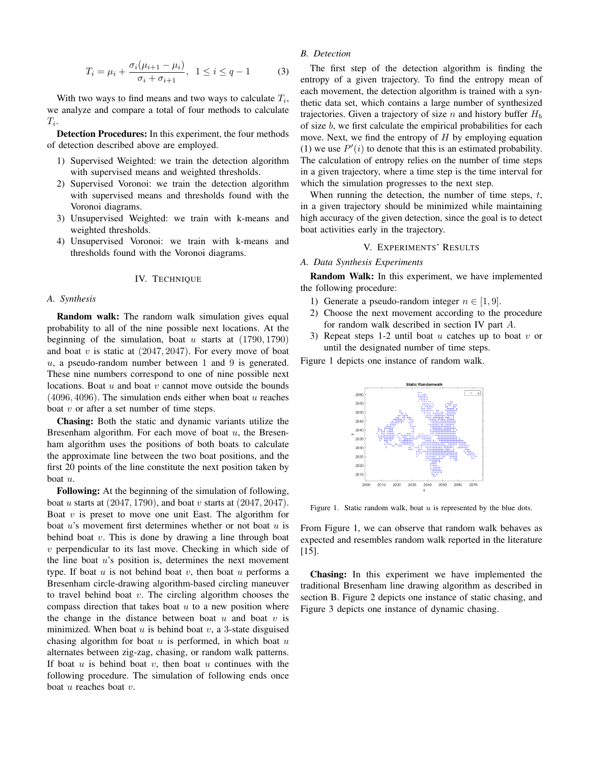$$T_i = \mu_i + \frac{\sigma_i(\mu_{i+1} - \mu_i)}{\sigma_i + \sigma_{i+1}}, \;\; 1 \leq i \leq q-1 \tag{3}$$

With two ways to find means and two ways to calculate $T_i$, we analyze and compare a total of four methods to calculate $T_i$.

**Detection Procedures:** In this experiment, the four methods of detection described above are employed.

1) Supervised Weighted: we train the detection algorithm with supervised means and weighted thresholds.
2) Supervised Voronoi: we train the detection algorithm with supervised means and thresholds found with the Voronoi diagrams.
3) Unsupervised Weighted: we train with k-means and weighted thresholds.
4) Unsupervised Voronoi: we train with k-means and thresholds found with the Voronoi diagrams.

## IV. Technique

### A. Synthesis

**Random walk:** The random walk simulation gives equal probability to all of the nine possible next locations. At the beginning of the simulation, boat $u$ starts at $(1790, 1790)$ and boat $v$ is static at $(2047, 2047)$. For every move of boat $u$, a pseudo-random number between 1 and 9 is generated. These nine numbers correspond to one of nine possible next locations. Boat $u$ and boat $v$ cannot move outside the bounds $(4096, 4096)$. The simulation ends either when boat $u$ reaches boat $v$ or after a set number of time steps.

**Chasing:** Both the static and dynamic variants utilize the Bresenham algorithm. For each move of boat $u$, the Bresenham algorithm uses the positions of both boats to calculate the approximate line between the two boat positions, and the first 20 points of the line constitute the next position taken by boat $u$.

**Following:** At the beginning of the simulation of following, boat $u$ starts at $(2047, 1790)$, and boat $v$ starts at $(2047, 2047)$. Boat $v$ is preset to move one unit East. The algorithm for boat $u$'s movement first determines whether or not boat $u$ is behind boat $v$. This is done by drawing a line through boat $v$ perpendicular to its last move. Checking in which side of the line boat $u$'s position is, determines the next movement type. If boat $u$ is not behind boat $v$, then boat $u$ performs a Bresenham circle-drawing algorithm-based circling maneuver to travel behind boat $v$. The circling algorithm chooses the compass direction that takes boat $u$ to a new position where the change in the distance between boat $u$ and boat $v$ is minimized. When boat $u$ is behind boat $v$, a 3-state disguised chasing algorithm for boat $u$ is performed, in which boat $u$ alternates between zig-zag, chasing, or random walk patterns. If boat $u$ is behind boat $v$, then boat $u$ continues with the following procedure. The simulation of following ends once boat $u$ reaches boat $v$.

### B. Detection

The first step of the detection algorithm is finding the entropy of a given trajectory. To find the entropy mean of each movement, the detection algorithm is trained with a synthetic data set, which contains a large number of synthesized trajectories. Given a trajectory of size $n$ and history buffer $H_b$ of size $b$, we first calculate the empirical probabilities for each move. Next, we find the entropy of $H$ by employing equation (1) we use $P'(i)$ to denote that this is an estimated probability. The calculation of entropy relies on the number of time steps in a given trajectory, where a time step is the time interval for which the simulation progresses to the next step.

When running the detection, the number of time steps, $t$, in a given trajectory should be minimized while maintaining high accuracy of the given detection, since the goal is to detect boat activities early in the trajectory.

## V. Experiments' Results

### A. Data Synthesis Experiments

**Random Walk:** In this experiment, we have implemented the following procedure:

1) Generate a pseudo-random integer $n \in [1, 9]$.
2) Choose the next movement according to the procedure for random walk described in section IV part $A$.
3) Repeat steps 1-2 until boat $u$ catches up to boat $v$ or until the designated number of time steps.

Figure 1 depicts one instance of random walk.

Figure 1. Static random walk, boat $u$ is represented by the blue dots.

From Figure 1, we can observe that random walk behaves as expected and resembles random walk reported in the literature [15].

**Chasing:** In this experiment we have implemented the traditional Bresenham line drawing algorithm as described in section B. Figure 2 depicts one instance of static chasing, and Figure 3 depicts one instance of dynamic chasing.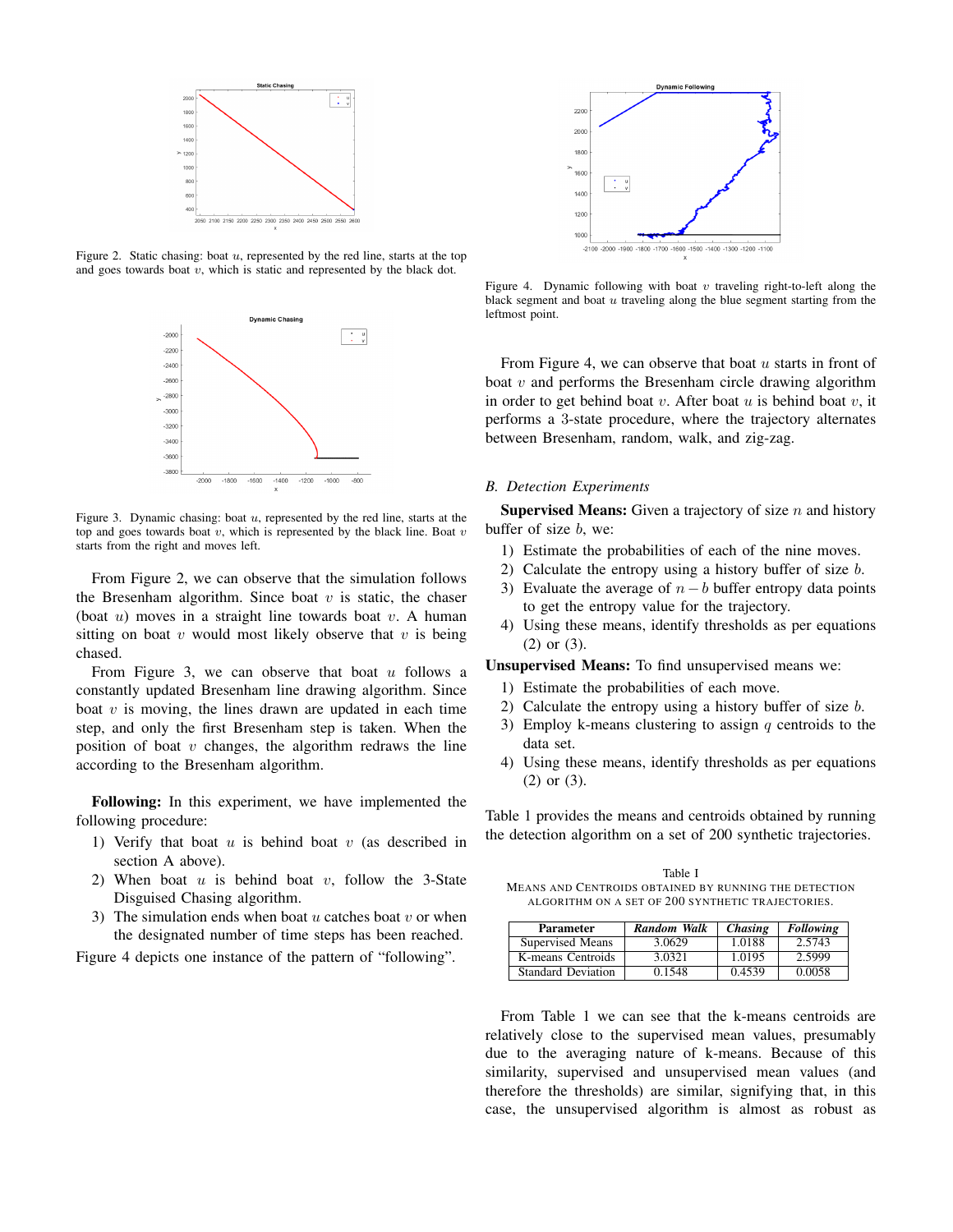Figure 2. Static chasing: boat $u$, represented by the red line, starts at the top and goes towards boat $v$, which is static and represented by the black dot.

Figure 3. Dynamic chasing: boat $u$, represented by the red line, starts at the top and goes towards boat $v$, which is represented by the black line. Boat $v$ starts from the right and moves left.

From Figure 2, we can observe that the simulation follows the Bresenham algorithm. Since boat $v$ is static, the chaser (boat $u$) moves in a straight line towards boat $v$. A human sitting on boat $v$ would most likely observe that $v$ is being chased.

From Figure 3, we can observe that boat $u$ follows a constantly updated Bresenham line drawing algorithm. Since boat $v$ is moving, the lines drawn are updated in each time step, and only the first Bresenham step is taken. When the position of boat $v$ changes, the algorithm redraws the line according to the Bresenham algorithm.

**Following:** In this experiment, we have implemented the following procedure:

1) Verify that boat $u$ is behind boat $v$ (as described in section A above).
2) When boat $u$ is behind boat $v$, follow the 3-State Disguised Chasing algorithm.
3) The simulation ends when boat $u$ catches boat $v$ or when the designated number of time steps has been reached.

Figure 4 depicts one instance of the pattern of "following".

Figure 4. Dynamic following with boat $v$ traveling right-to-left along the black segment and boat $u$ traveling along the blue segment starting from the leftmost point.

From Figure 4, we can observe that boat $u$ starts in front of boat $v$ and performs the Bresenham circle drawing algorithm in order to get behind boat $v$. After boat $u$ is behind boat $v$, it performs a 3-state procedure, where the trajectory alternates between Bresenham, random, walk, and zig-zag.

### B. Detection Experiments

**Supervised Means:** Given a trajectory of size $n$ and history buffer of size $b$, we:

1) Estimate the probabilities of each of the nine moves.
2) Calculate the entropy using a history buffer of size $b$.
3) Evaluate the average of $n - b$ buffer entropy data points to get the entropy value for the trajectory.
4) Using these means, identify thresholds as per equations (2) or (3).

**Unsupervised Means:** To find unsupervised means we:

1) Estimate the probabilities of each move.
2) Calculate the entropy using a history buffer of size $b$.
3) Employ k-means clustering to assign $q$ centroids to the data set.
4) Using these means, identify thresholds as per equations (2) or (3).

Table 1 provides the means and centroids obtained by running the detection algorithm on a set of 200 synthetic trajectories.

Table I
MEANS AND CENTROIDS OBTAINED BY RUNNING THE DETECTION ALGORITHM ON A SET OF 200 SYNTHETIC TRAJECTORIES.

| Parameter | *Random Walk* | *Chasing* | *Following* |
|---|---|---|---|
| Supervised Means | 3.0629 | 1.0188 | 2.5743 |
| K-means Centroids | 3.0321 | 1.0195 | 2.5999 |
| Standard Deviation | 0.1548 | 0.4539 | 0.0058 |

From Table 1 we can see that the k-means centroids are relatively close to the supervised mean values, presumably due to the averaging nature of k-means. Because of this similarity, supervised and unsupervised mean values (and therefore the thresholds) are similar, signifying that, in this case, the unsupervised algorithm is almost as robust as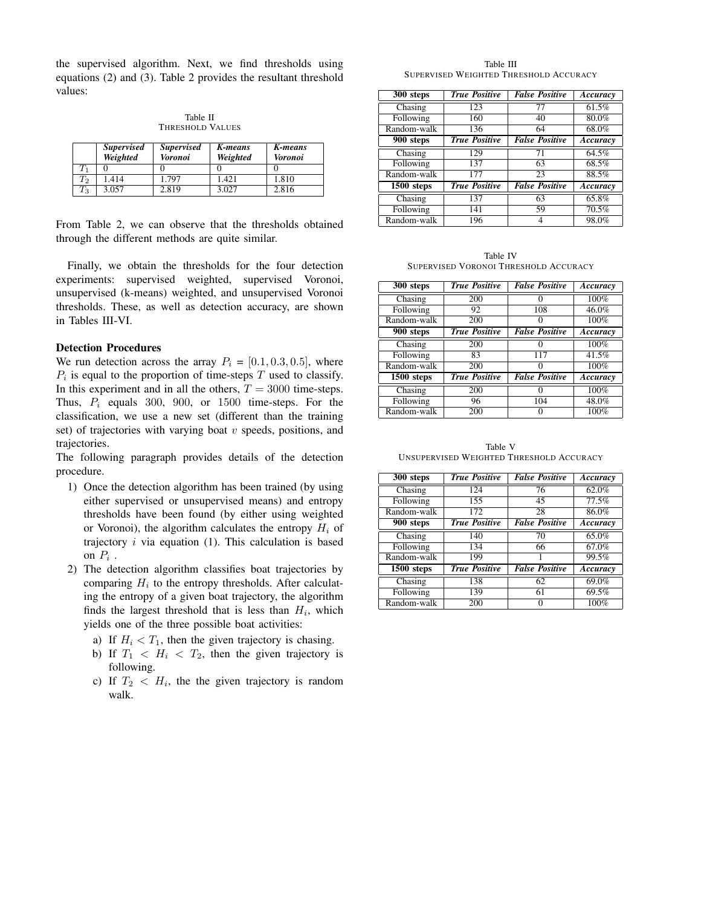the supervised algorithm. Next, we find thresholds using equations (2) and (3). Table 2 provides the resultant threshold values:

Table II
THRESHOLD VALUES

| | *Supervised Weighted* | *Supervised Voronoi* | *K-means Weighted* | *K-means Voronoi* |
|---|---|---|---|---|
| $T_1$ | 0 | 0 | 0 | 0 |
| $T_2$ | 1.414 | 1.797 | 1.421 | 1.810 |
| $T_3$ | 3.057 | 2.819 | 3.027 | 2.816 |

From Table 2, we can observe that the thresholds obtained through the different methods are quite similar.

Finally, we obtain the thresholds for the four detection experiments: supervised weighted, supervised Voronoi, unsupervised (k-means) weighted, and unsupervised Voronoi thresholds. These, as well as detection accuracy, are shown in Tables III-VI.

### Detection Procedures

We run detection across the array $P_i = [0.1, 0.3, 0.5]$, where $P_i$ is equal to the proportion of time-steps $T$ used to classify. In this experiment and in all the others, $T = 3000$ time-steps. Thus, $P_i$ equals 300, 900, or 1500 time-steps. For the classification, we use a new set (different than the training set) of trajectories with varying boat $v$ speeds, positions, and trajectories.
The following paragraph provides details of the detection procedure.

1) Once the detection algorithm has been trained (by using either supervised or unsupervised means) and entropy thresholds have been found (by either using weighted or Voronoi), the algorithm calculates the entropy $H_i$ of trajectory $i$ via equation (1). This calculation is based on $P_i$ .
2) The detection algorithm classifies boat trajectories by comparing $H_i$ to the entropy thresholds. After calculating the entropy of a given boat trajectory, the algorithm finds the largest threshold that is less than $H_i$, which yields one of the three possible boat activities:
   a) If $H_i < T_1$, then the given trajectory is chasing.
   b) If $T_1 < H_i < T_2$, then the given trajectory is following.
   c) If $T_2 < H_i$, the the given trajectory is random walk.

Table III
SUPERVISED WEIGHTED THRESHOLD ACCURACY

| **300 steps** | ***True Positive*** | ***False Positive*** | ***Accuracy*** |
|---|---|---|---|
| Chasing | 123 | 77 | 61.5% |
| Following | 160 | 40 | 80.0% |
| Random-walk | 136 | 64 | 68.0% |
| **900 steps** | ***True Positive*** | ***False Positive*** | ***Accuracy*** |
| Chasing | 129 | 71 | 64.5% |
| Following | 137 | 63 | 68.5% |
| Random-walk | 177 | 23 | 88.5% |
| **1500 steps** | ***True Positive*** | ***False Positive*** | ***Accuracy*** |
| Chasing | 137 | 63 | 65.8% |
| Following | 141 | 59 | 70.5% |
| Random-walk | 196 | 4 | 98.0% |

Table IV
SUPERVISED VORONOI THRESHOLD ACCURACY

| **300 steps** | ***True Positive*** | ***False Positive*** | ***Accuracy*** |
|---|---|---|---|
| Chasing | 200 | 0 | 100% |
| Following | 92 | 108 | 46.0% |
| Random-walk | 200 | 0 | 100% |
| **900 steps** | ***True Positive*** | ***False Positive*** | ***Accuracy*** |
| Chasing | 200 | 0 | 100% |
| Following | 83 | 117 | 41.5% |
| Random-walk | 200 | 0 | 100% |
| **1500 steps** | ***True Positive*** | ***False Positive*** | ***Accuracy*** |
| Chasing | 200 | 0 | 100% |
| Following | 96 | 104 | 48.0% |
| Random-walk | 200 | 0 | 100% |

Table V
UNSUPERVISED WEIGHTED THRESHOLD ACCURACY

| **300 steps** | ***True Positive*** | ***False Positive*** | ***Accuracy*** |
|---|---|---|---|
| Chasing | 124 | 76 | 62.0% |
| Following | 155 | 45 | 77.5% |
| Random-walk | 172 | 28 | 86.0% |
| **900 steps** | ***True Positive*** | ***False Positive*** | ***Accuracy*** |
| Chasing | 140 | 70 | 65.0% |
| Following | 134 | 66 | 67.0% |
| Random-walk | 199 | 1 | 99.5% |
| **1500 steps** | ***True Positive*** | ***False Positive*** | ***Accuracy*** |
| Chasing | 138 | 62 | 69.0% |
| Following | 139 | 61 | 69.5% |
| Random-walk | 200 | 0 | 100% |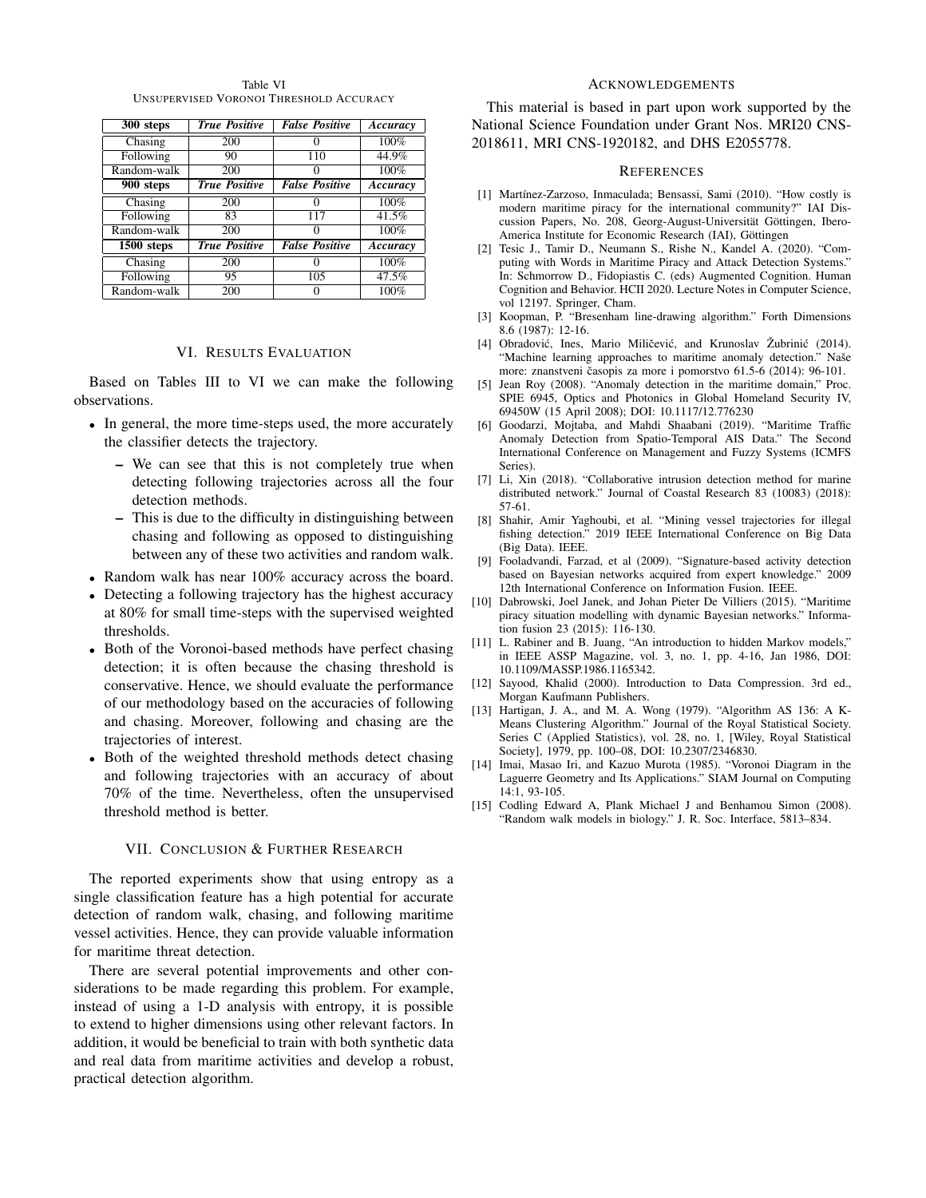Table VI
UNSUPERVISED VORONOI THRESHOLD ACCURACY

| 300 steps | *True Positive* | *False Positive* | *Accuracy* |
|---|---|---|---|
| Chasing | 200 | 0 | 100% |
| Following | 90 | 110 | 44.9% |
| Random-walk | 200 | 0 | 100% |
| **900 steps** | ***True Positive*** | ***False Positive*** | ***Accuracy*** |
| Chasing | 200 | 0 | 100% |
| Following | 83 | 117 | 41.5% |
| Random-walk | 200 | 0 | 100% |
| **1500 steps** | ***True Positive*** | ***False Positive*** | ***Accuracy*** |
| Chasing | 200 | 0 | 100% |
| Following | 95 | 105 | 47.5% |
| Random-walk | 200 | 0 | 100% |

## VI. Results Evaluation

Based on Tables III to VI we can make the following observations.

- In general, the more time-steps used, the more accurately the classifier detects the trajectory.
  - We can see that this is not completely true when detecting following trajectories across all the four detection methods.
  - This is due to the difficulty in distinguishing between chasing and following as opposed to distinguishing between any of these two activities and random walk.
- Random walk has near 100% accuracy across the board.
- Detecting a following trajectory has the highest accuracy at 80% for small time-steps with the supervised weighted thresholds.
- Both of the Voronoi-based methods have perfect chasing detection; it is often because the chasing threshold is conservative. Hence, we should evaluate the performance of our methodology based on the accuracies of following and chasing. Moreover, following and chasing are the trajectories of interest.
- Both of the weighted threshold methods detect chasing and following trajectories with an accuracy of about 70% of the time. Nevertheless, often the unsupervised threshold method is better.

## VII. Conclusion & Further Research

The reported experiments show that using entropy as a single classification feature has a high potential for accurate detection of random walk, chasing, and following maritime vessel activities. Hence, they can provide valuable information for maritime threat detection.

There are several potential improvements and other considerations to be made regarding this problem. For example, instead of using a 1-D analysis with entropy, it is possible to extend to higher dimensions using other relevant factors. In addition, it would be beneficial to train with both synthetic data and real data from maritime activities and develop a robust, practical detection algorithm.

## Acknowledgements

This material is based in part upon work supported by the National Science Foundation under Grant Nos. MRI20 CNS-2018611, MRI CNS-1920182, and DHS E2055778.

## References

[1] Martínez-Zarzoso, Inmaculada; Bensassi, Sami (2010). "How costly is modern maritime piracy for the international community?" IAI Discussion Papers, No. 208, Georg-August-Universität Göttingen, Ibero-America Institute for Economic Research (IAI), Göttingen

[2] Tesic J., Tamir D., Neumann S., Rishe N., Kandel A. (2020). "Computing with Words in Maritime Piracy and Attack Detection Systems." In: Schmorrow D., Fidopiastis C. (eds) Augmented Cognition. Human Cognition and Behavior. HCII 2020. Lecture Notes in Computer Science, vol 12197. Springer, Cham.

[3] Koopman, P. "Bresenham line-drawing algorithm." Forth Dimensions 8.6 (1987): 12-16.

[4] Obradović, Ines, Mario Miličević, and Krunoslav Žubrinić (2014). "Machine learning approaches to maritime anomaly detection." Naše more: znanstveni časopis za more i pomorstvo 61.5-6 (2014): 96-101.

[5] Jean Roy (2008). "Anomaly detection in the maritime domain," Proc. SPIE 6945, Optics and Photonics in Global Homeland Security IV, 69450W (15 April 2008); DOI: 10.1117/12.776230

[6] Goodarzi, Mojtaba, and Mahdi Shaabani (2019). "Maritime Traffic Anomaly Detection from Spatio-Temporal AIS Data." The Second International Conference on Management and Fuzzy Systems (ICMFS Series).

[7] Li, Xin (2018). "Collaborative intrusion detection method for marine distributed network." Journal of Coastal Research 83 (10083) (2018): 57-61.

[8] Shahir, Amir Yaghoubi, et al. "Mining vessel trajectories for illegal fishing detection." 2019 IEEE International Conference on Big Data (Big Data). IEEE.

[9] Fooladvandi, Farzad, et al (2009). "Signature-based activity detection based on Bayesian networks acquired from expert knowledge." 2009 12th International Conference on Information Fusion. IEEE.

[10] Dabrowski, Joel Janek, and Johan Pieter De Villiers (2015). "Maritime piracy situation modelling with dynamic Bayesian networks." Information fusion 23 (2015): 116-130.

[11] L. Rabiner and B. Juang, "An introduction to hidden Markov models," in IEEE ASSP Magazine, vol. 3, no. 1, pp. 4-16, Jan 1986, DOI: 10.1109/MASSP.1986.1165342.

[12] Sayood, Khalid (2000). Introduction to Data Compression. 3rd ed., Morgan Kaufmann Publishers.

[13] Hartigan, J. A., and M. A. Wong (1979). "Algorithm AS 136: A K-Means Clustering Algorithm." Journal of the Royal Statistical Society. Series C (Applied Statistics), vol. 28, no. 1, [Wiley, Royal Statistical Society], 1979, pp. 100–08, DOI: 10.2307/2346830.

[14] Imai, Masao Iri, and Kazuo Murota (1985). "Voronoi Diagram in the Laguerre Geometry and Its Applications." SIAM Journal on Computing 14:1, 93-105.

[15] Codling Edward A, Plank Michael J and Benhamou Simon (2008). "Random walk models in biology." J. R. Soc. Interface, 5813–834.